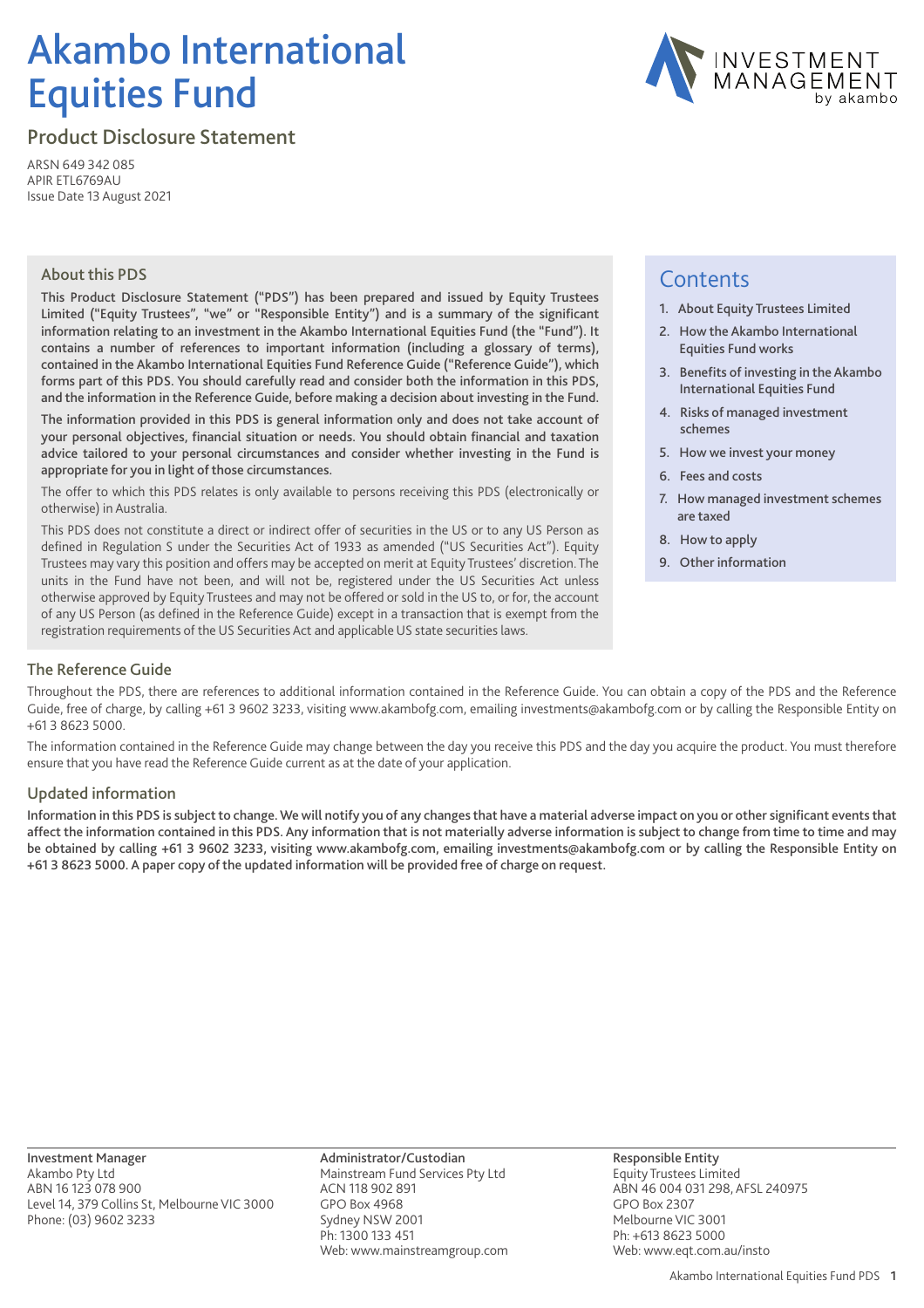# Akambo International Equities Fund

## Product Disclosure Statement

ARSN 649 342 085
APIR ETL6769AU
Issue Date 13 August 2021

### About this PDS

**This Product Disclosure Statement ("PDS") has been prepared and issued by Equity Trustees Limited ("Equity Trustees", "we" or "Responsible Entity") and is a summary of the significant information relating to an investment in the Akambo International Equities Fund (the "Fund"). It contains a number of references to important information (including a glossary of terms), contained in the Akambo International Equities Fund Reference Guide ("Reference Guide"), which forms part of this PDS. You should carefully read and consider both the information in this PDS, and the information in the Reference Guide, before making a decision about investing in the Fund.**

**The information provided in this PDS is general information only and does not take account of your personal objectives, financial situation or needs. You should obtain financial and taxation advice tailored to your personal circumstances and consider whether investing in the Fund is appropriate for you in light of those circumstances.**

The offer to which this PDS relates is only available to persons receiving this PDS (electronically or otherwise) in Australia.

This PDS does not constitute a direct or indirect offer of securities in the US or to any US Person as defined in Regulation S under the Securities Act of 1933 as amended ("US Securities Act"). Equity Trustees may vary this position and offers may be accepted on merit at Equity Trustees' discretion. The units in the Fund have not been, and will not be, registered under the US Securities Act unless otherwise approved by Equity Trustees and may not be offered or sold in the US to, or for, the account of any US Person (as defined in the Reference Guide) except in a transaction that is exempt from the registration requirements of the US Securities Act and applicable US state securities laws.

## Contents

1. About Equity Trustees Limited
2. How the Akambo International Equities Fund works
3. Benefits of investing in the Akambo International Equities Fund
4. Risks of managed investment schemes
5. How we invest your money
6. Fees and costs
7. How managed investment schemes are taxed
8. How to apply
9. Other information

### The Reference Guide

Throughout the PDS, there are references to additional information contained in the Reference Guide. You can obtain a copy of the PDS and the Reference Guide, free of charge, by calling +61 3 9602 3233, visiting www.akambofg.com, emailing investments@akambofg.com or by calling the Responsible Entity on +61 3 8623 5000.

The information contained in the Reference Guide may change between the day you receive this PDS and the day you acquire the product. You must therefore ensure that you have read the Reference Guide current as at the date of your application.

### Updated information

**Information in this PDS is subject to change. We will notify you of any changes that have a material adverse impact on you or other significant events that affect the information contained in this PDS. Any information that is not materially adverse information is subject to change from time to time and may be obtained by calling +61 3 9602 3233, visiting www.akambofg.com, emailing investments@akambofg.com or by calling the Responsible Entity on +61 3 8623 5000. A paper copy of the updated information will be provided free of charge on request.**

**Investment Manager**
Akambo Pty Ltd
ABN 16 123 078 900
Level 14, 379 Collins St, Melbourne VIC 3000
Phone: (03) 9602 3233

**Administrator/Custodian**
Mainstream Fund Services Pty Ltd
ACN 118 902 891
GPO Box 4968
Sydney NSW 2001
Ph: 1300 133 451
Web: www.mainstreamgroup.com

**Responsible Entity**
Equity Trustees Limited
ABN 46 004 031 298, AFSL 240975
GPO Box 2307
Melbourne VIC 3001
Ph: +613 8623 5000
Web: www.eqt.com.au/insto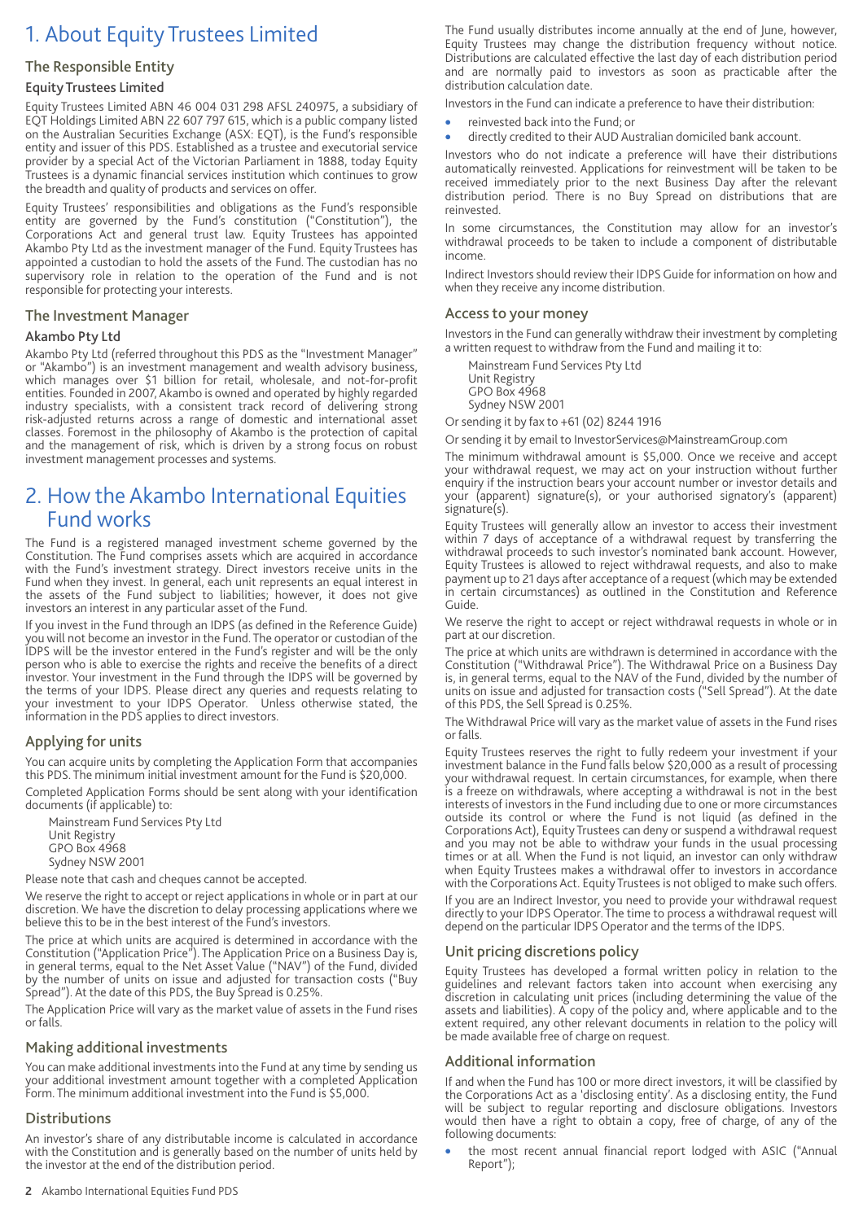# 1. About Equity Trustees Limited

## The Responsible Entity

### Equity Trustees Limited

Equity Trustees Limited ABN 46 004 031 298 AFSL 240975, a subsidiary of EQT Holdings Limited ABN 22 607 797 615, which is a public company listed on the Australian Securities Exchange (ASX: EQT), is the Fund's responsible entity and issuer of this PDS. Established as a trustee and executorial service provider by a special Act of the Victorian Parliament in 1888, today Equity Trustees is a dynamic financial services institution which continues to grow the breadth and quality of products and services on offer.

Equity Trustees' responsibilities and obligations as the Fund's responsible entity are governed by the Fund's constitution ("Constitution"), the Corporations Act and general trust law. Equity Trustees has appointed Akambo Pty Ltd as the investment manager of the Fund. Equity Trustees has appointed a custodian to hold the assets of the Fund. The custodian has no supervisory role in relation to the operation of the Fund and is not responsible for protecting your interests.

## The Investment Manager

### Akambo Pty Ltd

Akambo Pty Ltd (referred throughout this PDS as the "Investment Manager" or "Akambo") is an investment management and wealth advisory business, which manages over $1 billion for retail, wholesale, and not-for-profit entities. Founded in 2007, Akambo is owned and operated by highly regarded industry specialists, with a consistent track record of delivering strong risk-adjusted returns across a range of domestic and international asset classes. Foremost in the philosophy of Akambo is the protection of capital and the management of risk, which is driven by a strong focus on robust investment management processes and systems.

# 2. How the Akambo International Equities Fund works

The Fund is a registered managed investment scheme governed by the Constitution. The Fund comprises assets which are acquired in accordance with the Fund's investment strategy. Direct investors receive units in the Fund when they invest. In general, each unit represents an equal interest in the assets of the Fund subject to liabilities; however, it does not give investors an interest in any particular asset of the Fund.

If you invest in the Fund through an IDPS (as defined in the Reference Guide) you will not become an investor in the Fund. The operator or custodian of the IDPS will be the investor entered in the Fund's register and will be the only person who is able to exercise the rights and receive the benefits of a direct investor. Your investment in the Fund through the IDPS will be governed by the terms of your IDPS. Please direct any queries and requests relating to your investment to your IDPS Operator. Unless otherwise stated, the information in the PDS applies to direct investors.

## Applying for units

You can acquire units by completing the Application Form that accompanies this PDS. The minimum initial investment amount for the Fund is $20,000.

Completed Application Forms should be sent along with your identification documents (if applicable) to:

Mainstream Fund Services Pty Ltd
Unit Registry
GPO Box 4968
Sydney NSW 2001

Please note that cash and cheques cannot be accepted.

We reserve the right to accept or reject applications in whole or in part at our discretion. We have the discretion to delay processing applications where we believe this to be in the best interest of the Fund's investors.

The price at which units are acquired is determined in accordance with the Constitution ("Application Price"). The Application Price on a Business Day is, in general terms, equal to the Net Asset Value ("NAV") of the Fund, divided by the number of units on issue and adjusted for transaction costs ("Buy Spread"). At the date of this PDS, the Buy Spread is 0.25%.

The Application Price will vary as the market value of assets in the Fund rises or falls.

## Making additional investments

You can make additional investments into the Fund at any time by sending us your additional investment amount together with a completed Application Form. The minimum additional investment into the Fund is $5,000.

## Distributions

An investor's share of any distributable income is calculated in accordance with the Constitution and is generally based on the number of units held by the investor at the end of the distribution period.

The Fund usually distributes income annually at the end of June, however, Equity Trustees may change the distribution frequency without notice. Distributions are calculated effective the last day of each distribution period and are normally paid to investors as soon as practicable after the distribution calculation date.

Investors in the Fund can indicate a preference to have their distribution:

- reinvested back into the Fund; or
- directly credited to their AUD Australian domiciled bank account.

Investors who do not indicate a preference will have their distributions automatically reinvested. Applications for reinvestment will be taken to be received immediately prior to the next Business Day after the relevant distribution period. There is no Buy Spread on distributions that are reinvested.

In some circumstances, the Constitution may allow for an investor's withdrawal proceeds to be taken to include a component of distributable income.

Indirect Investors should review their IDPS Guide for information on how and when they receive any income distribution.

## Access to your money

Investors in the Fund can generally withdraw their investment by completing a written request to withdraw from the Fund and mailing it to:

Mainstream Fund Services Pty Ltd
Unit Registry
GPO Box 4968
Sydney NSW 2001

Or sending it by fax to +61 (02) 8244 1916

Or sending it by email to InvestorServices@MainstreamGroup.com

The minimum withdrawal amount is $5,000. Once we receive and accept your withdrawal request, we may act on your instruction without further enquiry if the instruction bears your account number or investor details and your (apparent) signature(s), or your authorised signatory's (apparent) signature(s).

Equity Trustees will generally allow an investor to access their investment within 7 days of acceptance of a withdrawal request by transferring the withdrawal proceeds to such investor's nominated bank account. However, Equity Trustees is allowed to reject withdrawal requests, and also to make payment up to 21 days after acceptance of a request (which may be extended in certain circumstances) as outlined in the Constitution and Reference Guide.

We reserve the right to accept or reject withdrawal requests in whole or in part at our discretion.

The price at which units are withdrawn is determined in accordance with the Constitution ("Withdrawal Price"). The Withdrawal Price on a Business Day is, in general terms, equal to the NAV of the Fund, divided by the number of units on issue and adjusted for transaction costs ("Sell Spread"). At the date of this PDS, the Sell Spread is 0.25%.

The Withdrawal Price will vary as the market value of assets in the Fund rises or falls.

Equity Trustees reserves the right to fully redeem your investment if your investment balance in the Fund falls below $20,000 as a result of processing your withdrawal request. In certain circumstances, for example, when there is a freeze on withdrawals, where accepting a withdrawal is not in the best interests of investors in the Fund including due to one or more circumstances outside its control or where the Fund is not liquid (as defined in the Corporations Act), Equity Trustees can deny or suspend a withdrawal request and you may not be able to withdraw your funds in the usual processing times or at all. When the Fund is not liquid, an investor can only withdraw when Equity Trustees makes a withdrawal offer to investors in accordance with the Corporations Act. Equity Trustees is not obliged to make such offers.

If you are an Indirect Investor, you need to provide your withdrawal request directly to your IDPS Operator. The time to process a withdrawal request will depend on the particular IDPS Operator and the terms of the IDPS.

## Unit pricing discretions policy

Equity Trustees has developed a formal written policy in relation to the guidelines and relevant factors taken into account when exercising any discretion in calculating unit prices (including determining the value of the assets and liabilities). A copy of the policy and, where applicable and to the extent required, any other relevant documents in relation to the policy will be made available free of charge on request.

## Additional information

If and when the Fund has 100 or more direct investors, it will be classified by the Corporations Act as a 'disclosing entity'. As a disclosing entity, the Fund will be subject to regular reporting and disclosure obligations. Investors would then have a right to obtain a copy, free of charge, of any of the following documents:

- the most recent annual financial report lodged with ASIC ("Annual Report");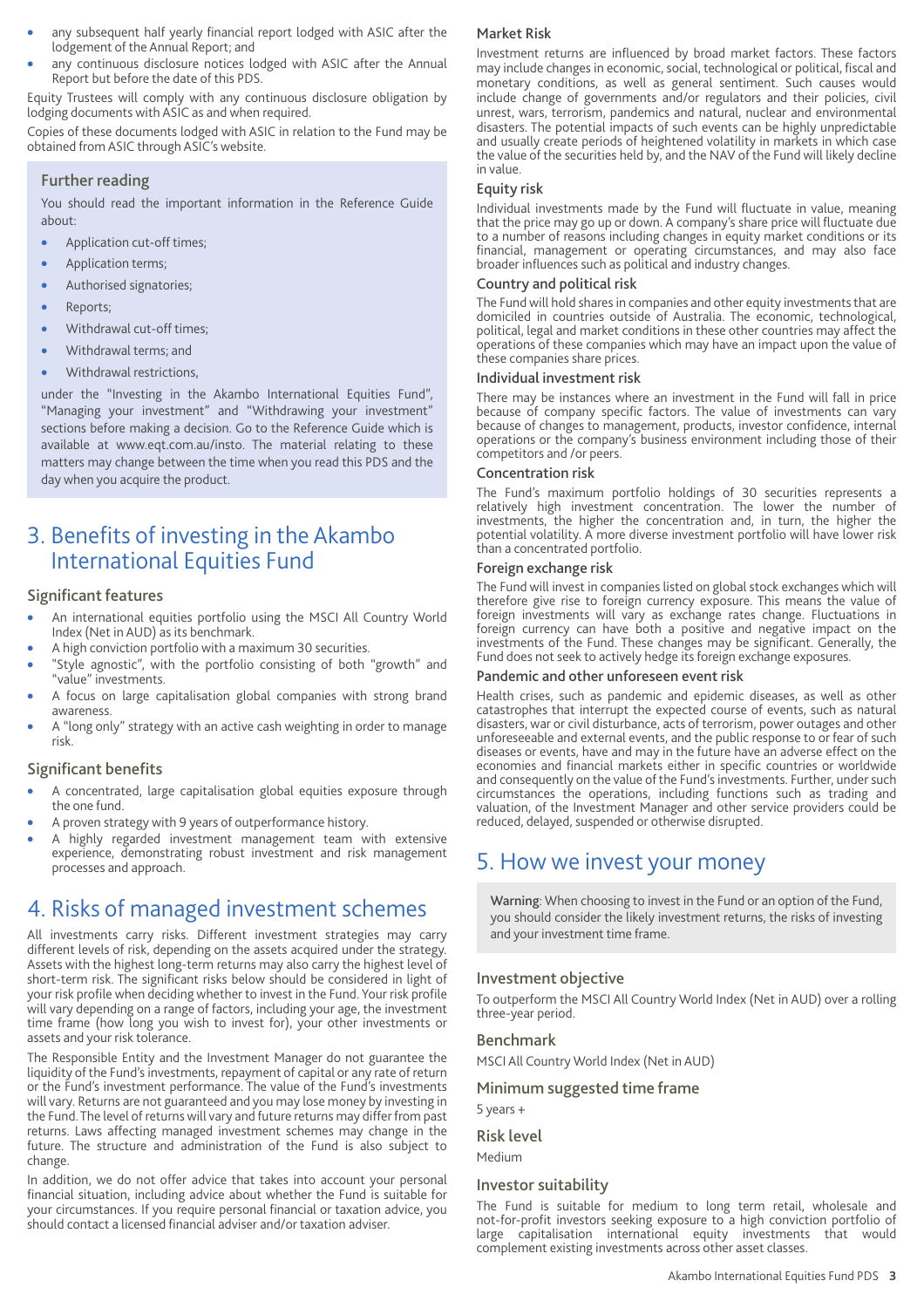- any subsequent half yearly financial report lodged with ASIC after the lodgement of the Annual Report; and
- any continuous disclosure notices lodged with ASIC after the Annual Report but before the date of this PDS.

Equity Trustees will comply with any continuous disclosure obligation by lodging documents with ASIC as and when required.

Copies of these documents lodged with ASIC in relation to the Fund may be obtained from ASIC through ASIC's website.

### Further reading

You should read the important information in the Reference Guide about:

- Application cut-off times;
- Application terms;
- Authorised signatories;
- Reports;
- Withdrawal cut-off times;
- Withdrawal terms; and
- Withdrawal restrictions,

under the "Investing in the Akambo International Equities Fund", "Managing your investment" and "Withdrawing your investment" sections before making a decision. Go to the Reference Guide which is available at www.eqt.com.au/insto. The material relating to these matters may change between the time when you read this PDS and the day when you acquire the product.

# 3. Benefits of investing in the Akambo International Equities Fund

### Significant features

- An international equities portfolio using the MSCI All Country World Index (Net in AUD) as its benchmark.
- A high conviction portfolio with a maximum 30 securities.
- "Style agnostic", with the portfolio consisting of both "growth" and "value" investments.
- A focus on large capitalisation global companies with strong brand awareness.
- A "long only" strategy with an active cash weighting in order to manage risk.

### Significant benefits

- A concentrated, large capitalisation global equities exposure through the one fund.
- A proven strategy with 9 years of outperformance history.
- A highly regarded investment management team with extensive experience, demonstrating robust investment and risk management processes and approach.

# 4. Risks of managed investment schemes

All investments carry risks. Different investment strategies may carry different levels of risk, depending on the assets acquired under the strategy. Assets with the highest long-term returns may also carry the highest level of short-term risk. The significant risks below should be considered in light of your risk profile when deciding whether to invest in the Fund. Your risk profile will vary depending on a range of factors, including your age, the investment time frame (how long you wish to invest for), your other investments or assets and your risk tolerance.

The Responsible Entity and the Investment Manager do not guarantee the liquidity of the Fund's investments, repayment of capital or any rate of return or the Fund's investment performance. The value of the Fund's investments will vary. Returns are not guaranteed and you may lose money by investing in the Fund. The level of returns will vary and future returns may differ from past returns. Laws affecting managed investment schemes may change in the future. The structure and administration of the Fund is also subject to change.

In addition, we do not offer advice that takes into account your personal financial situation, including advice about whether the Fund is suitable for your circumstances. If you require personal financial or taxation advice, you should contact a licensed financial adviser and/or taxation adviser.

### Market Risk

Investment returns are influenced by broad market factors. These factors may include changes in economic, social, technological or political, fiscal and monetary conditions, as well as general sentiment. Such causes would include change of governments and/or regulators and their policies, civil unrest, wars, terrorism, pandemics and natural, nuclear and environmental disasters. The potential impacts of such events can be highly unpredictable and usually create periods of heightened volatility in markets in which case the value of the securities held by, and the NAV of the Fund will likely decline in value.

### Equity risk

Individual investments made by the Fund will fluctuate in value, meaning that the price may go up or down. A company's share price will fluctuate due to a number of reasons including changes in equity market conditions or its financial, management or operating circumstances, and may also face broader influences such as political and industry changes.

### Country and political risk

The Fund will hold shares in companies and other equity investments that are domiciled in countries outside of Australia. The economic, technological, political, legal and market conditions in these other countries may affect the operations of these companies which may have an impact upon the value of these companies share prices.

### Individual investment risk

There may be instances where an investment in the Fund will fall in price because of company specific factors. The value of investments can vary because of changes to management, products, investor confidence, internal operations or the company's business environment including those of their competitors and /or peers.

### Concentration risk

The Fund's maximum portfolio holdings of 30 securities represents a relatively high investment concentration. The lower the number of investments, the higher the concentration and, in turn, the higher the potential volatility. A more diverse investment portfolio will have lower risk than a concentrated portfolio.

### Foreign exchange risk

The Fund will invest in companies listed on global stock exchanges which will therefore give rise to foreign currency exposure. This means the value of foreign investments will vary as exchange rates change. Fluctuations in foreign currency can have both a positive and negative impact on the investments of the Fund. These changes may be significant. Generally, the Fund does not seek to actively hedge its foreign exchange exposures.

### Pandemic and other unforeseen event risk

Health crises, such as pandemic and epidemic diseases, as well as other catastrophes that interrupt the expected course of events, such as natural disasters, war or civil disturbance, acts of terrorism, power outages and other unforeseeable and external events, and the public response to or fear of such diseases or events, have and may in the future have an adverse effect on the economies and financial markets either in specific countries or worldwide and consequently on the value of the Fund's investments. Further, under such circumstances the operations, including functions such as trading and valuation, of the Investment Manager and other service providers could be reduced, delayed, suspended or otherwise disrupted.

# 5. How we invest your money

**Warning**: When choosing to invest in the Fund or an option of the Fund, you should consider the likely investment returns, the risks of investing and your investment time frame.

### Investment objective

To outperform the MSCI All Country World Index (Net in AUD) over a rolling three-year period.

### Benchmark

MSCI All Country World Index (Net in AUD)

### Minimum suggested time frame

5 years +

### Risk level

Medium

### Investor suitability

The Fund is suitable for medium to long term retail, wholesale and not-for-profit investors seeking exposure to a high conviction portfolio of large capitalisation international equity investments that would complement existing investments across other asset classes.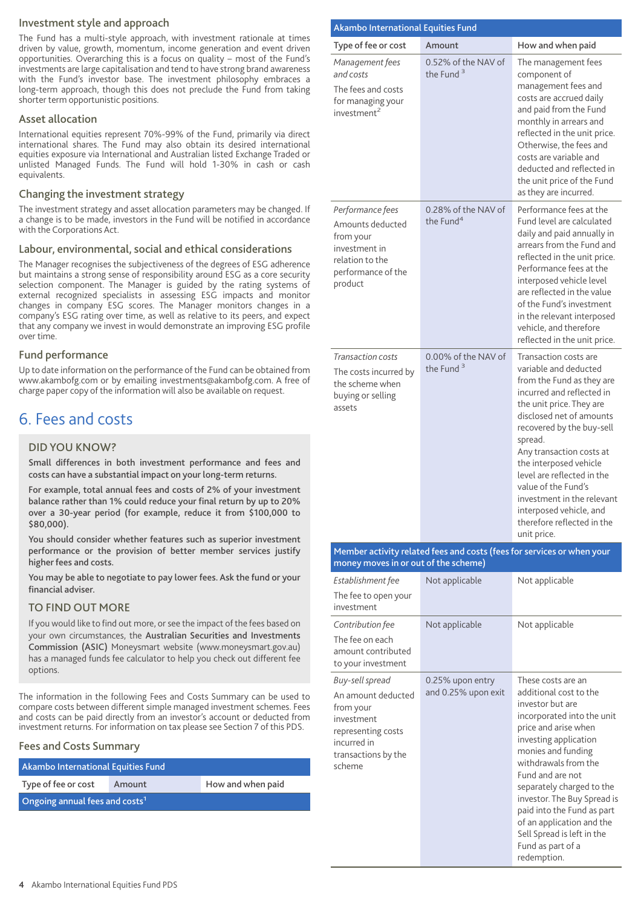## Investment style and approach

The Fund has a multi-style approach, with investment rationale at times driven by value, growth, momentum, income generation and event driven opportunities. Overarching this is a focus on quality – most of the Fund's investments are large capitalisation and tend to have strong brand awareness with the Fund's investor base. The investment philosophy embraces a long-term approach, though this does not preclude the Fund from taking shorter term opportunistic positions.

## Asset allocation

International equities represent 70%-99% of the Fund, primarily via direct international shares. The Fund may also obtain its desired international equities exposure via International and Australian listed Exchange Traded or unlisted Managed Funds. The Fund will hold 1-30% in cash or cash equivalents.

## Changing the investment strategy

The investment strategy and asset allocation parameters may be changed. If a change is to be made, investors in the Fund will be notified in accordance with the Corporations Act.

## Labour, environmental, social and ethical considerations

The Manager recognises the subjectiveness of the degrees of ESG adherence but maintains a strong sense of responsibility around ESG as a core security selection component. The Manager is guided by the rating systems of external recognized specialists in assessing ESG impacts and monitor changes in company ESG scores. The Manager monitors changes in a company's ESG rating over time, as well as relative to its peers, and expect that any company we invest in would demonstrate an improving ESG profile over time.

## Fund performance

Up to date information on the performance of the Fund can be obtained from www.akambofg.com or by emailing investments@akambofg.com. A free of charge paper copy of the information will also be available on request.

# 6. Fees and costs

### DID YOU KNOW?

**Small differences in both investment performance and fees and costs can have a substantial impact on your long-term returns.**

**For example, total annual fees and costs of 2% of your investment balance rather than 1% could reduce your final return by up to 20% over a 30-year period (for example, reduce it from $100,000 to $80,000).**

**You should consider whether features such as superior investment performance or the provision of better member services justify higher fees and costs.**

**You may be able to negotiate to pay lower fees. Ask the fund or your financial adviser.**

### TO FIND OUT MORE

If you would like to find out more, or see the impact of the fees based on your own circumstances, the **Australian Securities and Investments Commission (ASIC)** Moneysmart website (www.moneysmart.gov.au) has a managed funds fee calculator to help you check out different fee options.

The information in the following Fees and Costs Summary can be used to compare costs between different simple managed investment schemes. Fees and costs can be paid directly from an investor's account or deducted from investment returns. For information on tax please see Section 7 of this PDS.

## Fees and Costs Summary

| Akambo International Equities Fund | | |
|---|---|---|
| **Type of fee or cost** | **Amount** | **How and when paid** |
| **Ongoing annual fees and costs[1]** | | |
| *Management fees and costs* The fees and costs for managing your investment[2] | 0.52% of the NAV of the Fund [3] | The management fees component of management fees and costs are accrued daily and paid from the Fund monthly in arrears and reflected in the unit price. Otherwise, the fees and costs are variable and deducted and reflected in the unit price of the Fund as they are incurred. |
| *Performance fees* Amounts deducted from your investment in relation to the performance of the product | 0.28% of the NAV of the Fund[4] | Performance fees at the Fund level are calculated daily and paid annually in arrears from the Fund and reflected in the unit price. Performance fees at the interposed vehicle level are reflected in the value of the Fund's investment in the relevant interposed vehicle, and therefore reflected in the unit price. |
| *Transaction costs* The costs incurred by the scheme when buying or selling assets | 0.00% of the NAV of the Fund [3] | Transaction costs are variable and deducted from the Fund as they are incurred and reflected in the unit price. They are disclosed net of amounts recovered by the buy-sell spread. Any transaction costs at the interposed vehicle level are reflected in the value of the Fund's investment in the relevant interposed vehicle, and therefore reflected in the unit price. |
| **Member activity related fees and costs (fees for services or when your money moves in or out of the scheme)** | | |
| *Establishment fee* The fee to open your investment | Not applicable | Not applicable |
| *Contribution fee* The fee on each amount contributed to your investment | Not applicable | Not applicable |
| *Buy-sell spread* An amount deducted from your investment representing costs incurred in transactions by the scheme | 0.25% upon entry and 0.25% upon exit | These costs are an additional cost to the investor but are incorporated into the unit price and arise when investing application monies and funding withdrawals from the Fund and are not separately charged to the investor. The Buy Spread is paid into the Fund as part of an application and the Sell Spread is left in the Fund as part of a redemption. |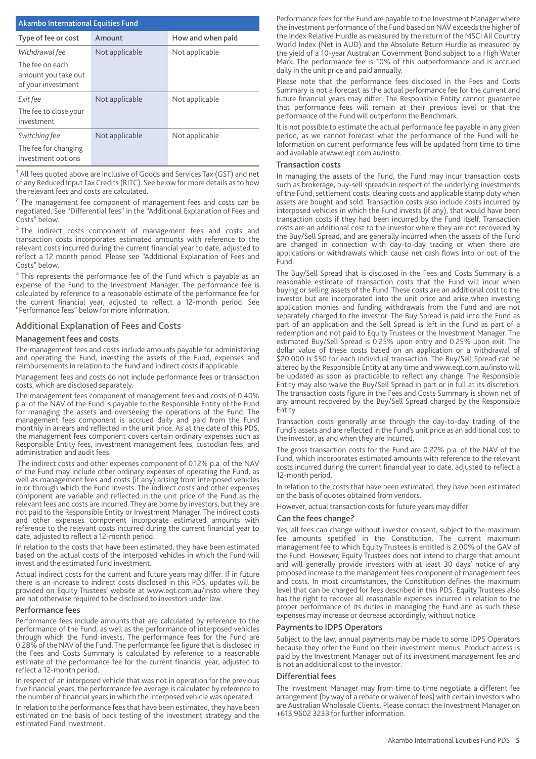| Akambo International Equities Fund | | |
|---|---|---|
| Type of fee or cost | Amount | How and when paid |
| *Withdrawal fee*<br>The fee on each amount you take out of your investment | Not applicable | Not applicable |
| *Exit fee*<br>The fee to close your investment | Not applicable | Not applicable |
| *Switching fee*<br>The fee for changing investment options | Not applicable | Not applicable |

[1] All fees quoted above are inclusive of Goods and Services Tax (GST) and net of any Reduced Input Tax Credits (RITC). See below for more details as to how the relevant fees and costs are calculated.

[2] The management fee component of management fees and costs can be negotiated. See "Differential fees" in the "Additional Explanation of Fees and Costs" below.

[3] The indirect costs component of management fees and costs and transaction costs incorporates estimated amounts with reference to the relevant costs incurred during the current financial year to date, adjusted to reflect a 12 month period. Please see "Additional Explanation of Fees and Costs" below.

[4] This represents the performance fee of the Fund which is payable as an expense of the Fund to the Investment Manager. The performance fee is calculated by reference to a reasonable estimate of the performance fee for the current financial year, adjusted to reflect a 12-month period. See "Performance fees" below for more information.

## Additional Explanation of Fees and Costs

### Management fees and costs

The management fees and costs include amounts payable for administering and operating the Fund, investing the assets of the Fund, expenses and reimbursements in relation to the Fund and indirect costs if applicable.

Management fees and costs do not include performance fees or transaction costs, which are disclosed separately.

The management fees component of management fees and costs of 0.40% p.a. of the NAV of the Fund is payable to the Responsible Entity of the Fund for managing the assets and overseeing the operations of the Fund. The management fees component is accrued daily and paid from the Fund monthly in arrears and reflected in the unit price. As at the date of this PDS, the management fees component covers certain ordinary expenses such as Responsible Entity fees, investment management fees, custodian fees, and administration and audit fees.

The indirect costs and other expenses component of 0.12% p.a. of the NAV of the Fund may include other ordinary expenses of operating the Fund, as well as management fees and costs (if any) arising from interposed vehicles in or through which the Fund invests. The indirect costs and other expenses component are variable and reflected in the unit price of the Fund as the relevant fees and costs are incurred. They are borne by investors, but they are not paid to the Responsible Entity or Investment Manager. The indirect costs and other expenses component incorporate estimated amounts with reference to the relevant costs incurred during the current financial year to date, adjusted to reflect a 12-month period.

In relation to the costs that have been estimated, they have been estimated based on the actual costs of the interposed vehicles in which the Fund will invest and the estimated Fund investment.

Actual indirect costs for the current and future years may differ. If in future there is an increase to indirect costs disclosed in this PDS, updates will be provided on Equity Trustees' website at www.eqt.com.au/insto where they are not otherwise required to be disclosed to investors under law.

### Performance fees

Performance fees include amounts that are calculated by reference to the performance of the Fund, as well as the performance of interposed vehicles through which the Fund invests. The performance fees for the Fund are 0.28% of the NAV of the Fund. The performance fee figure that is disclosed in the Fees and Costs Summary is calculated by reference to a reasonable estimate of the performance fee for the current financial year, adjusted to reflect a 12-month period.

In respect of an interposed vehicle that was not in operation for the previous five financial years, the performance fee average is calculated by reference to the number of financial years in which the interposed vehicle was operated.

In relation to the performance fees that have been estimated, they have been estimated on the basis of back testing of the investment strategy and the estimated Fund investment.

Performance fees for the Fund are payable to the Investment Manager where the investment performance of the Fund based on NAV exceeds the higher of the Index Relative Hurdle as measured by the return of the MSCI All Country World Index (Net in AUD) and the Absolute Return Hurdle as measured by the yield of a 10-year Australian Government Bond subject to a High Water Mark. The performance fee is 10% of this outperformance and is accrued daily in the unit price and paid annually.

Please note that the performance fees disclosed in the Fees and Costs Summary is not a forecast as the actual performance fee for the current and future financial years may differ. The Responsible Entity cannot guarantee that performance fees will remain at their previous level or that the performance of the Fund will outperform the Benchmark.

It is not possible to estimate the actual performance fee payable in any given period, as we cannot forecast what the performance of the Fund will be. Information on current performance fees will be updated from time to time and available atwww.eqt.com.au/insto.

### Transaction costs

In managing the assets of the Fund, the Fund may incur transaction costs such as brokerage, buy-sell spreads in respect of the underlying investments of the Fund, settlement costs, clearing costs and applicable stamp duty when assets are bought and sold. Transaction costs also include costs incurred by interposed vehicles in which the Fund invests (if any), that would have been transaction costs if they had been incurred by the Fund itself. Transaction costs are an additional cost to the investor where they are not recovered by the Buy/Sell Spread, and are generally incurred when the assets of the Fund are changed in connection with day-to-day trading or when there are applications or withdrawals which cause net cash flows into or out of the Fund.

The Buy/Sell Spread that is disclosed in the Fees and Costs Summary is a reasonable estimate of transaction costs that the Fund will incur when buying or selling assets of the Fund. These costs are an additional cost to the investor but are incorporated into the unit price and arise when investing application monies and funding withdrawals from the Fund and are not separately charged to the investor. The Buy Spread is paid into the Fund as part of an application and the Sell Spread is left in the Fund as part of a redemption and not paid to Equity Trustees or the Investment Manager. The estimated Buy/Sell Spread is 0.25% upon entry and 0.25% upon exit. The dollar value of these costs based on an application or a withdrawal of $20,000 is $50 for each individual transaction. The Buy/Sell Spread can be altered by the Responsible Entity at any time and www.eqt.com.au/insto will be updated as soon as practicable to reflect any change. The Responsible Entity may also waive the Buy/Sell Spread in part or in full at its discretion. The transaction costs figure in the Fees and Costs Summary is shown net of any amount recovered by the Buy/Sell Spread charged by the Responsible Entity.

Transaction costs generally arise through the day-to-day trading of the Fund's assets and are reflected in the Fund's unit price as an additional cost to the investor, as and when they are incurred.

The gross transaction costs for the Fund are 0.22% p.a. of the NAV of the Fund, which incorporates estimated amounts with reference to the relevant costs incurred during the current financial year to date, adjusted to reflect a 12-month period.

In relation to the costs that have been estimated, they have been estimated on the basis of quotes obtained from vendors.

However, actual transaction costs for future years may differ.

### Can the fees change?

Yes, all fees can change without investor consent, subject to the maximum fee amounts specified in the Constitution. The current maximum management fee to which Equity Trustees is entitled is 2.00% of the GAV of the Fund. However, Equity Trustees does not intend to charge that amount and will generally provide investors with at least 30 days' notice of any proposed increase to the management fees component of management fees and costs. In most circumstances, the Constitution defines the maximum level that can be charged for fees described in this PDS. Equity Trustees also has the right to recover all reasonable expenses incurred in relation to the proper performance of its duties in managing the Fund and as such these expenses may increase or decrease accordingly, without notice.

### Payments to IDPS Operators

Subject to the law, annual payments may be made to some IDPS Operators because they offer the Fund on their investment menus. Product access is paid by the Investment Manager out of its investment management fee and is not an additional cost to the investor.

### Differential fees

The Investment Manager may from time to time negotiate a different fee arrangement (by way of a rebate or waiver of fees) with certain investors who are Australian Wholesale Clients. Please contact the Investment Manager on +613 9602 3233 for further information.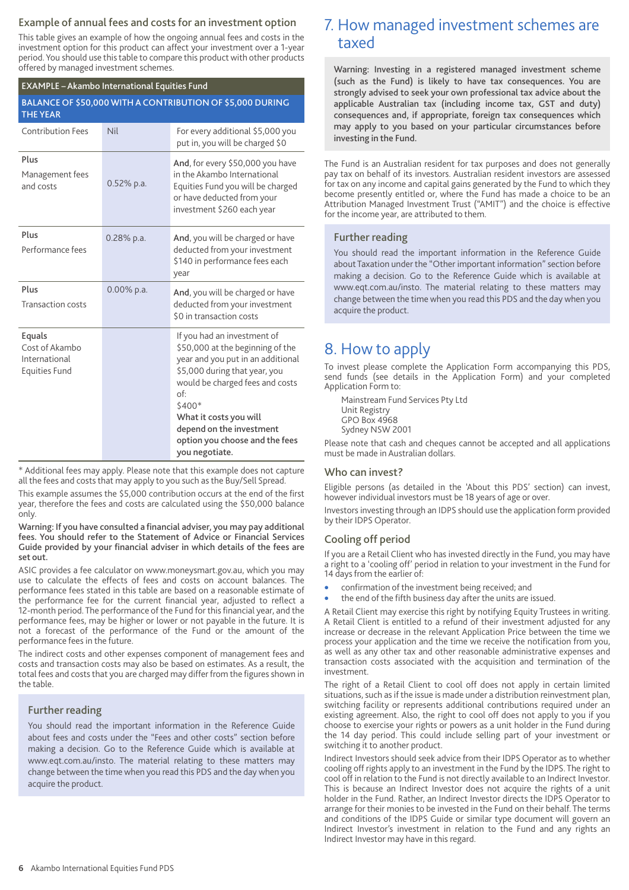### Example of annual fees and costs for an investment option

This table gives an example of how the ongoing annual fees and costs in the investment option for this product can affect your investment over a 1-year period. You should use this table to compare this product with other products offered by managed investment schemes.

| EXAMPLE – Akambo International Equities Fund | | |
|---|---|---|
| BALANCE OF $50,000 WITH A CONTRIBUTION OF $5,000 DURING THE YEAR | | |
| Contribution Fees | Nil | For every additional $5,000 you put in, you will be charged $0 |
| **Plus** Management fees and costs | 0.52% p.a. | **And**, for every $50,000 you have in the Akambo International Equities Fund you will be charged or have deducted from your investment $260 each year |
| **Plus** Performance fees | 0.28% p.a. | **And**, you will be charged or have deducted from your investment $140 in performance fees each year |
| **Plus** Transaction costs | 0.00% p.a. | **And**, you will be charged or have deducted from your investment $0 in transaction costs |
| **Equals** Cost of Akambo International Equities Fund | | If you had an investment of $50,000 at the beginning of the year and you put in an additional $5,000 during that year, you would be charged fees and costs of: $400* **What it costs you will depend on the investment option you choose and the fees you negotiate.** |

\* Additional fees may apply. Please note that this example does not capture all the fees and costs that may apply to you such as the Buy/Sell Spread.

This example assumes the $5,000 contribution occurs at the end of the first year, therefore the fees and costs are calculated using the $50,000 balance only.

**Warning: If you have consulted a financial adviser, you may pay additional fees. You should refer to the Statement of Advice or Financial Services Guide provided by your financial adviser in which details of the fees are set out.**

ASIC provides a fee calculator on www.moneysmart.gov.au, which you may use to calculate the effects of fees and costs on account balances. The performance fees stated in this table are based on a reasonable estimate of the performance fee for the current financial year, adjusted to reflect a 12-month period. The performance of the Fund for this financial year, and the performance fees, may be higher or lower or not payable in the future. It is not a forecast of the performance of the Fund or the amount of the performance fees in the future.

The indirect costs and other expenses component of management fees and costs and transaction costs may also be based on estimates. As a result, the total fees and costs that you are charged may differ from the figures shown in the table.

### Further reading

You should read the important information in the Reference Guide about fees and costs under the "Fees and other costs" section before making a decision. Go to the Reference Guide which is available at www.eqt.com.au/insto. The material relating to these matters may change between the time when you read this PDS and the day when you acquire the product.

# 7. How managed investment schemes are taxed

**Warning: Investing in a registered managed investment scheme (such as the Fund) is likely to have tax consequences. You are strongly advised to seek your own professional tax advice about the applicable Australian tax (including income tax, GST and duty) consequences and, if appropriate, foreign tax consequences which may apply to you based on your particular circumstances before investing in the Fund.**

The Fund is an Australian resident for tax purposes and does not generally pay tax on behalf of its investors. Australian resident investors are assessed for tax on any income and capital gains generated by the Fund to which they become presently entitled or, where the Fund has made a choice to be an Attribution Managed Investment Trust ("AMIT") and the choice is effective for the income year, are attributed to them.

### Further reading

You should read the important information in the Reference Guide about Taxation under the "Other important information" section before making a decision. Go to the Reference Guide which is available at www.eqt.com.au/insto. The material relating to these matters may change between the time when you read this PDS and the day when you acquire the product.

# 8. How to apply

To invest please complete the Application Form accompanying this PDS, send funds (see details in the Application Form) and your completed Application Form to:

Mainstream Fund Services Pty Ltd
Unit Registry
GPO Box 4968
Sydney NSW 2001

Please note that cash and cheques cannot be accepted and all applications must be made in Australian dollars.

### Who can invest?

Eligible persons (as detailed in the 'About this PDS' section) can invest, however individual investors must be 18 years of age or over.

Investors investing through an IDPS should use the application form provided by their IDPS Operator.

### Cooling off period

If you are a Retail Client who has invested directly in the Fund, you may have a right to a 'cooling off' period in relation to your investment in the Fund for 14 days from the earlier of:

- confirmation of the investment being received; and
- the end of the fifth business day after the units are issued.

A Retail Client may exercise this right by notifying Equity Trustees in writing. A Retail Client is entitled to a refund of their investment adjusted for any increase or decrease in the relevant Application Price between the time we process your application and the time we receive the notification from you, as well as any other tax and other reasonable administrative expenses and transaction costs associated with the acquisition and termination of the investment.

The right of a Retail Client to cool off does not apply in certain limited situations, such as if the issue is made under a distribution reinvestment plan, switching facility or represents additional contributions required under an existing agreement. Also, the right to cool off does not apply to you if you choose to exercise your rights or powers as a unit holder in the Fund during the 14 day period. This could include selling part of your investment or switching it to another product.

Indirect Investors should seek advice from their IDPS Operator as to whether cooling off rights apply to an investment in the Fund by the IDPS. The right to cool off in relation to the Fund is not directly available to an Indirect Investor. This is because an Indirect Investor does not acquire the rights of a unit holder in the Fund. Rather, an Indirect Investor directs the IDPS Operator to arrange for their monies to be invested in the Fund on their behalf. The terms and conditions of the IDPS Guide or similar type document will govern an Indirect Investor's investment in relation to the Fund and any rights an Indirect Investor may have in this regard.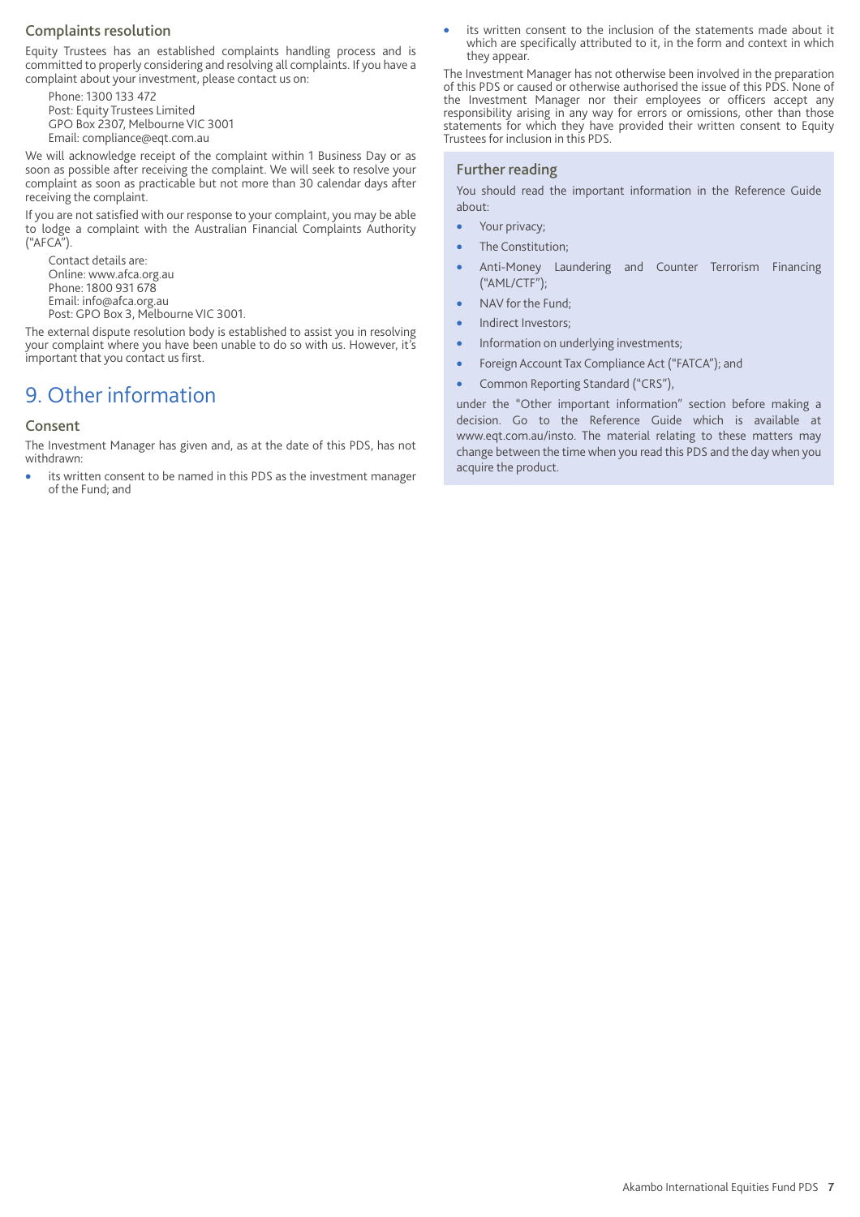### Complaints resolution

Equity Trustees has an established complaints handling process and is committed to properly considering and resolving all complaints. If you have a complaint about your investment, please contact us on:

Phone: 1300 133 472
Post: Equity Trustees Limited
GPO Box 2307, Melbourne VIC 3001
Email: compliance@eqt.com.au

We will acknowledge receipt of the complaint within 1 Business Day or as soon as possible after receiving the complaint. We will seek to resolve your complaint as soon as practicable but not more than 30 calendar days after receiving the complaint.

If you are not satisfied with our response to your complaint, you may be able to lodge a complaint with the Australian Financial Complaints Authority ("AFCA").

Contact details are:
Online: www.afca.org.au
Phone: 1800 931 678
Email: info@afca.org.au
Post: GPO Box 3, Melbourne VIC 3001.

The external dispute resolution body is established to assist you in resolving your complaint where you have been unable to do so with us. However, it's important that you contact us first.

## 9. Other information

### Consent

The Investment Manager has given and, as at the date of this PDS, has not withdrawn:

- its written consent to be named in this PDS as the investment manager of the Fund; and
- its written consent to the inclusion of the statements made about it which are specifically attributed to it, in the form and context in which they appear.

The Investment Manager has not otherwise been involved in the preparation of this PDS or caused or otherwise authorised the issue of this PDS. None of the Investment Manager nor their employees or officers accept any responsibility arising in any way for errors or omissions, other than those statements for which they have provided their written consent to Equity Trustees for inclusion in this PDS.

### Further reading

You should read the important information in the Reference Guide about:

- Your privacy;
- The Constitution;
- Anti-Money Laundering and Counter Terrorism Financing ("AML/CTF");
- NAV for the Fund;
- Indirect Investors;
- Information on underlying investments;
- Foreign Account Tax Compliance Act ("FATCA"); and
- Common Reporting Standard ("CRS"),

under the "Other important information" section before making a decision. Go to the Reference Guide which is available at www.eqt.com.au/insto. The material relating to these matters may change between the time when you read this PDS and the day when you acquire the product.